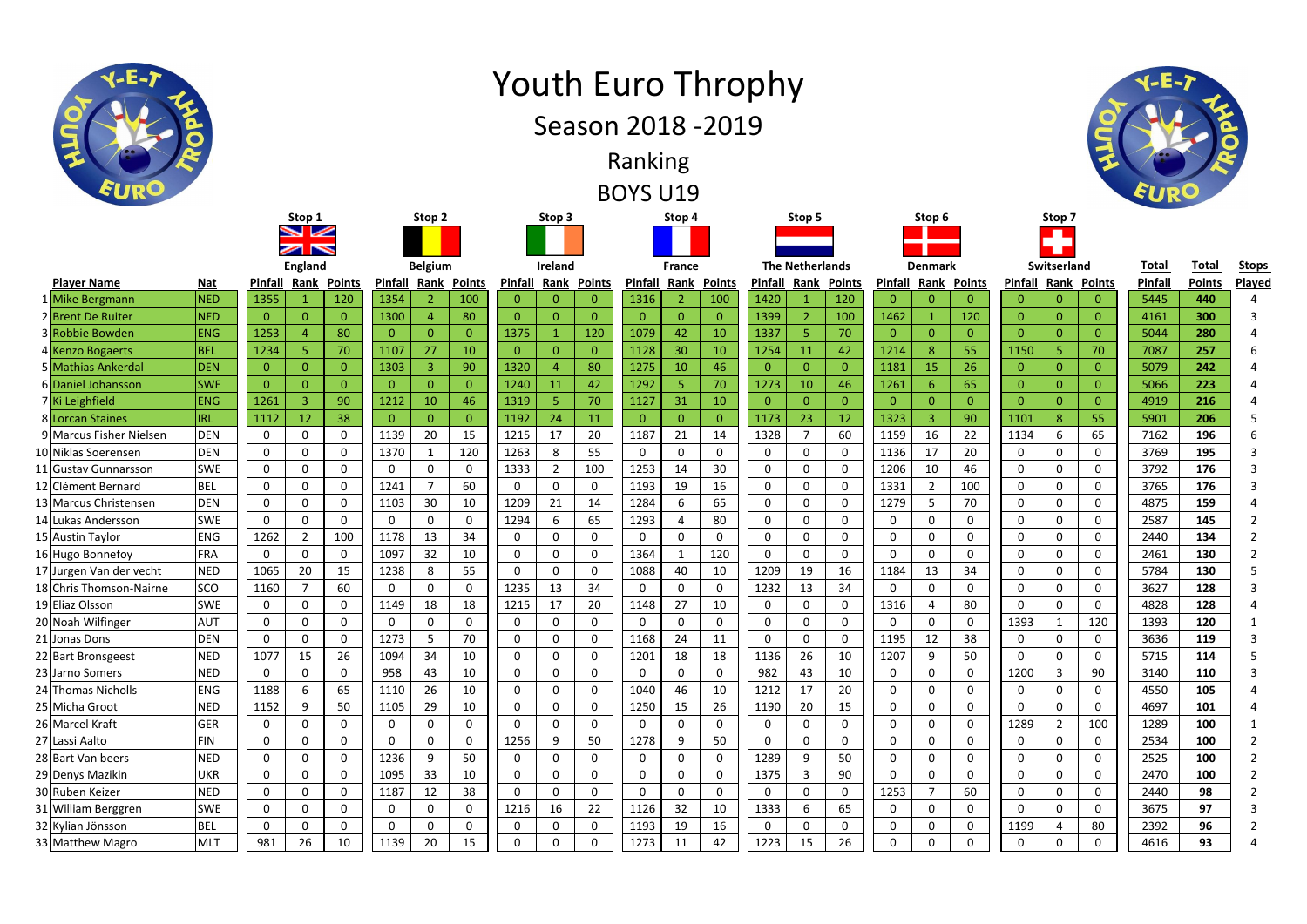# Youth Euro Throphy

## Season 2018 -2019

### Ranking

### BOYS U19

| | Player Name | Nat | Stop 1 England Pinfall | Rank | Points | Stop 2 Belgium Pinfall | Rank | Points | Stop 3 Ireland Pinfall | Rank | Points | Stop 4 France Pinfall | Rank | Points | Stop 5 The Netherlands Pinfall | Rank | Points | Stop 6 Denmark Pinfall | Rank | Points | Stop 7 Switserland Pinfall | Rank | Points | Total Pinfall | Total Points | Stops Played |
|---|---|---|---|---|---|---|---|---|---|---|---|---|---|---|---|---|---|---|---|---|---|---|---|---|---|---|---|
| 1 | Mike Bergmann | NED | 1355 | 1 | 120 | 1354 | 2 | 100 | 0 | 0 | 0 | 1316 | 2 | 100 | 1420 | 1 | 120 | 0 | 0 | 0 | 0 | 0 | 0 | 5445 | 440 | 4 |
| 2 | Brent De Ruiter | NED | 0 | 0 | 0 | 1300 | 4 | 80 | 0 | 0 | 0 | 0 | 0 | 0 | 1399 | 2 | 100 | 1462 | 1 | 120 | 0 | 0 | 0 | 4161 | 300 | 3 |
| 3 | Robbie Bowden | ENG | 1253 | 4 | 80 | 0 | 0 | 0 | 1375 | 1 | 120 | 1079 | 42 | 10 | 1337 | 5 | 70 | 0 | 0 | 0 | 0 | 0 | 0 | 5044 | 280 | 4 |
| 4 | Kenzo Bogaerts | BEL | 1234 | 5 | 70 | 1107 | 27 | 10 | 0 | 0 | 0 | 1128 | 30 | 10 | 1254 | 11 | 42 | 1214 | 8 | 55 | 1150 | 5 | 70 | 7087 | 257 | 6 |
| 5 | Mathias Ankerdal | DEN | 0 | 0 | 0 | 1303 | 3 | 90 | 1320 | 4 | 80 | 1275 | 10 | 46 | 0 | 0 | 0 | 1181 | 15 | 26 | 0 | 0 | 0 | 5079 | 242 | 4 |
| 6 | Daniel Johansson | SWE | 0 | 0 | 0 | 0 | 0 | 0 | 1240 | 11 | 42 | 1292 | 5 | 70 | 1273 | 10 | 46 | 1261 | 6 | 65 | 0 | 0 | 0 | 5066 | 223 | 4 |
| 7 | Ki Leighfield | ENG | 1261 | 3 | 90 | 1212 | 10 | 46 | 1319 | 5 | 70 | 1127 | 31 | 10 | 0 | 0 | 0 | 0 | 0 | 0 | 0 | 0 | 0 | 4919 | 216 | 4 |
| 8 | Lorcan Staines | IRL | 1112 | 12 | 38 | 0 | 0 | 0 | 1192 | 24 | 11 | 0 | 0 | 0 | 1173 | 23 | 12 | 1323 | 3 | 90 | 1101 | 8 | 55 | 5901 | 206 | 5 |
| 9 | Marcus Fisher Nielsen | DEN | 0 | 0 | 0 | 1139 | 20 | 15 | 1215 | 17 | 20 | 1187 | 21 | 14 | 1328 | 7 | 60 | 1159 | 16 | 22 | 1134 | 6 | 65 | 7162 | 196 | 6 |
| 10 | Niklas Soerensen | DEN | 0 | 0 | 0 | 1370 | 1 | 120 | 1263 | 8 | 55 | 0 | 0 | 0 | 0 | 0 | 0 | 1136 | 17 | 20 | 0 | 0 | 0 | 3769 | 195 | 3 |
| 11 | Gustav Gunnarsson | SWE | 0 | 0 | 0 | 0 | 0 | 0 | 1333 | 2 | 100 | 1253 | 14 | 30 | 0 | 0 | 0 | 1206 | 10 | 46 | 0 | 0 | 0 | 3792 | 176 | 3 |
| 12 | Clément Bernard | BEL | 0 | 0 | 0 | 1241 | 7 | 60 | 0 | 0 | 0 | 1193 | 19 | 16 | 0 | 0 | 0 | 1331 | 2 | 100 | 0 | 0 | 0 | 3765 | 176 | 3 |
| 13 | Marcus Christensen | DEN | 0 | 0 | 0 | 1103 | 30 | 10 | 1209 | 21 | 14 | 1284 | 6 | 65 | 0 | 0 | 0 | 1279 | 5 | 70 | 0 | 0 | 0 | 4875 | 159 | 4 |
| 14 | Lukas Andersson | SWE | 0 | 0 | 0 | 0 | 0 | 0 | 1294 | 6 | 65 | 1293 | 4 | 80 | 0 | 0 | 0 | 0 | 0 | 0 | 0 | 0 | 0 | 2587 | 145 | 2 |
| 15 | Austin Taylor | ENG | 1262 | 2 | 100 | 1178 | 13 | 34 | 0 | 0 | 0 | 0 | 0 | 0 | 0 | 0 | 0 | 0 | 0 | 0 | 0 | 0 | 0 | 2440 | 134 | 2 |
| 16 | Hugo Bonnefoy | FRA | 0 | 0 | 0 | 1097 | 32 | 10 | 0 | 0 | 0 | 1364 | 1 | 120 | 0 | 0 | 0 | 0 | 0 | 0 | 0 | 0 | 0 | 2461 | 130 | 2 |
| 17 | Jurgen Van der vecht | NED | 1065 | 20 | 15 | 1238 | 8 | 55 | 0 | 0 | 0 | 1088 | 40 | 10 | 1209 | 19 | 16 | 1184 | 13 | 34 | 0 | 0 | 0 | 5784 | 130 | 5 |
| 18 | Chris Thomson-Nairne | SCO | 1160 | 7 | 60 | 0 | 0 | 0 | 1235 | 13 | 34 | 0 | 0 | 0 | 1232 | 13 | 34 | 0 | 0 | 0 | 0 | 0 | 0 | 3627 | 128 | 3 |
| 19 | Eliaz Olsson | SWE | 0 | 0 | 0 | 1149 | 18 | 18 | 1215 | 17 | 20 | 1148 | 27 | 10 | 0 | 0 | 0 | 1316 | 4 | 80 | 0 | 0 | 0 | 4828 | 128 | 4 |
| 20 | Noah Wilfinger | AUT | 0 | 0 | 0 | 0 | 0 | 0 | 0 | 0 | 0 | 0 | 0 | 0 | 0 | 0 | 0 | 0 | 0 | 0 | 1393 | 1 | 120 | 1393 | 120 | 1 |
| 21 | Jonas Dons | DEN | 0 | 0 | 0 | 1273 | 5 | 70 | 0 | 0 | 0 | 1168 | 24 | 11 | 0 | 0 | 0 | 1195 | 12 | 38 | 0 | 0 | 0 | 3636 | 119 | 3 |
| 22 | Bart Bronsgeest | NED | 1077 | 15 | 26 | 1094 | 34 | 10 | 0 | 0 | 0 | 1201 | 18 | 18 | 1136 | 26 | 10 | 1207 | 9 | 50 | 0 | 0 | 0 | 5715 | 114 | 5 |
| 23 | Jarno Somers | NED | 0 | 0 | 0 | 958 | 43 | 10 | 0 | 0 | 0 | 0 | 0 | 0 | 982 | 43 | 10 | 0 | 0 | 0 | 1200 | 3 | 90 | 3140 | 110 | 3 |
| 24 | Thomas Nicholls | ENG | 1188 | 6 | 65 | 1110 | 26 | 10 | 0 | 0 | 0 | 1040 | 46 | 10 | 1212 | 17 | 20 | 0 | 0 | 0 | 0 | 0 | 0 | 4550 | 105 | 4 |
| 25 | Micha Groot | NED | 1152 | 9 | 50 | 1105 | 29 | 10 | 0 | 0 | 0 | 1250 | 15 | 26 | 1190 | 20 | 15 | 0 | 0 | 0 | 0 | 0 | 0 | 4697 | 101 | 4 |
| 26 | Marcel Kraft | GER | 0 | 0 | 0 | 0 | 0 | 0 | 0 | 0 | 0 | 0 | 0 | 0 | 0 | 0 | 0 | 0 | 0 | 0 | 1289 | 2 | 100 | 1289 | 100 | 1 |
| 27 | Lassi Aalto | FIN | 0 | 0 | 0 | 0 | 0 | 0 | 1256 | 9 | 50 | 1278 | 9 | 50 | 0 | 0 | 0 | 0 | 0 | 0 | 0 | 0 | 0 | 2534 | 100 | 2 |
| 28 | Bart Van beers | NED | 0 | 0 | 0 | 1236 | 9 | 50 | 0 | 0 | 0 | 0 | 0 | 0 | 1289 | 9 | 50 | 0 | 0 | 0 | 0 | 0 | 0 | 2525 | 100 | 2 |
| 29 | Denys Mazikin | UKR | 0 | 0 | 0 | 1095 | 33 | 10 | 0 | 0 | 0 | 0 | 0 | 0 | 1375 | 3 | 90 | 0 | 0 | 0 | 0 | 0 | 0 | 2470 | 100 | 2 |
| 30 | Ruben Keizer | NED | 0 | 0 | 0 | 1187 | 12 | 38 | 0 | 0 | 0 | 0 | 0 | 0 | 0 | 0 | 0 | 1253 | 7 | 60 | 0 | 0 | 0 | 2440 | 98 | 2 |
| 31 | William Berggren | SWE | 0 | 0 | 0 | 0 | 0 | 0 | 1216 | 16 | 22 | 1126 | 32 | 10 | 1333 | 6 | 65 | 0 | 0 | 0 | 0 | 0 | 0 | 3675 | 97 | 3 |
| 32 | Kylian Jönsson | BEL | 0 | 0 | 0 | 0 | 0 | 0 | 0 | 0 | 0 | 1193 | 19 | 16 | 0 | 0 | 0 | 0 | 0 | 0 | 1199 | 4 | 80 | 2392 | 96 | 2 |
| 33 | Matthew Magro | MLT | 981 | 26 | 10 | 1139 | 20 | 15 | 0 | 0 | 0 | 1273 | 11 | 42 | 1223 | 15 | 26 | 0 | 0 | 0 | 0 | 0 | 0 | 4616 | 93 | 4 |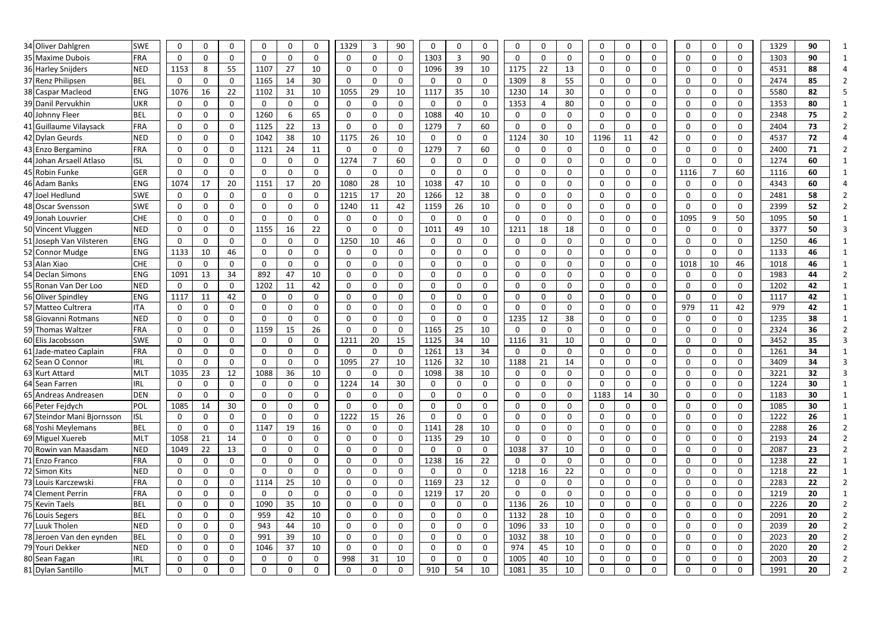| | | | | | | | | | | | | | | | | | | | | | | | | | | | |
|---|---|---|---|---|---|---|---|---|---|---|---|---|---|---|---|---|---|---|---|---|---|---|---|---|---|---|---|
| 34 | Oliver Dahlgren | SWE | 0 | 0 | 0 | 0 | 0 | 0 | 1329 | 3 | 90 | 0 | 0 | 0 | 0 | 0 | 0 | 0 | 0 | 0 | 0 | 0 | 0 | 1329 | 90 | 1 |
| 35 | Maxime Dubois | FRA | 0 | 0 | 0 | 0 | 0 | 0 | 0 | 0 | 0 | 1303 | 3 | 90 | 0 | 0 | 0 | 0 | 0 | 0 | 0 | 0 | 0 | 1303 | 90 | 1 |
| 36 | Harley Snijders | NED | 1153 | 8 | 55 | 1107 | 27 | 10 | 0 | 0 | 0 | 1096 | 39 | 10 | 1175 | 22 | 13 | 0 | 0 | 0 | 0 | 0 | 0 | 4531 | 88 | 4 |
| 37 | Renz Philipsen | BEL | 0 | 0 | 0 | 1165 | 14 | 30 | 0 | 0 | 0 | 0 | 0 | 0 | 1309 | 8 | 55 | 0 | 0 | 0 | 0 | 0 | 0 | 2474 | 85 | 2 |
| 38 | Caspar Macleod | ENG | 1076 | 16 | 22 | 1102 | 31 | 10 | 1055 | 29 | 10 | 1117 | 35 | 10 | 1230 | 14 | 30 | 0 | 0 | 0 | 0 | 0 | 0 | 5580 | 82 | 5 |
| 39 | Danil Pervukhin | UKR | 0 | 0 | 0 | 0 | 0 | 0 | 0 | 0 | 0 | 0 | 0 | 0 | 1353 | 4 | 80 | 0 | 0 | 0 | 0 | 0 | 0 | 1353 | 80 | 1 |
| 40 | Johnny Fleer | BEL | 0 | 0 | 0 | 1260 | 6 | 65 | 0 | 0 | 0 | 1088 | 40 | 10 | 0 | 0 | 0 | 0 | 0 | 0 | 0 | 0 | 0 | 2348 | 75 | 2 |
| 41 | Guillaume Vilaysack | FRA | 0 | 0 | 0 | 1125 | 22 | 13 | 0 | 0 | 0 | 1279 | 7 | 60 | 0 | 0 | 0 | 0 | 0 | 0 | 0 | 0 | 0 | 2404 | 73 | 2 |
| 42 | Dylan Geurds | NED | 0 | 0 | 0 | 1042 | 38 | 10 | 1175 | 26 | 10 | 0 | 0 | 0 | 1124 | 30 | 10 | 1196 | 11 | 42 | 0 | 0 | 0 | 4537 | 72 | 4 |
| 43 | Enzo Bergamino | FRA | 0 | 0 | 0 | 1121 | 24 | 11 | 0 | 0 | 0 | 1279 | 7 | 60 | 0 | 0 | 0 | 0 | 0 | 0 | 0 | 0 | 0 | 2400 | 71 | 2 |
| 44 | Johan Arsaell Atlaso | ISL | 0 | 0 | 0 | 0 | 0 | 0 | 1274 | 7 | 60 | 0 | 0 | 0 | 0 | 0 | 0 | 0 | 0 | 0 | 0 | 0 | 0 | 1274 | 60 | 1 |
| 45 | Robin Funke | GER | 0 | 0 | 0 | 0 | 0 | 0 | 0 | 0 | 0 | 0 | 0 | 0 | 0 | 0 | 0 | 0 | 0 | 0 | 1116 | 7 | 60 | 1116 | 60 | 1 |
| 46 | Adam Banks | ENG | 1074 | 17 | 20 | 1151 | 17 | 20 | 1080 | 28 | 10 | 1038 | 47 | 10 | 0 | 0 | 0 | 0 | 0 | 0 | 0 | 0 | 0 | 4343 | 60 | 4 |
| 47 | Joel Hedlund | SWE | 0 | 0 | 0 | 0 | 0 | 0 | 1215 | 17 | 20 | 1266 | 12 | 38 | 0 | 0 | 0 | 0 | 0 | 0 | 0 | 0 | 0 | 2481 | 58 | 2 |
| 48 | Oscar Svensson | SWE | 0 | 0 | 0 | 0 | 0 | 0 | 1240 | 11 | 42 | 1159 | 26 | 10 | 0 | 0 | 0 | 0 | 0 | 0 | 0 | 0 | 0 | 2399 | 52 | 2 |
| 49 | Jonah Louvrier | CHE | 0 | 0 | 0 | 0 | 0 | 0 | 0 | 0 | 0 | 0 | 0 | 0 | 0 | 0 | 0 | 0 | 0 | 0 | 1095 | 9 | 50 | 1095 | 50 | 1 |
| 50 | Vincent Vluggen | NED | 0 | 0 | 0 | 1155 | 16 | 22 | 0 | 0 | 0 | 1011 | 49 | 10 | 1211 | 18 | 18 | 0 | 0 | 0 | 0 | 0 | 0 | 3377 | 50 | 3 |
| 51 | Joseph Van Vilsteren | ENG | 0 | 0 | 0 | 0 | 0 | 0 | 1250 | 10 | 46 | 0 | 0 | 0 | 0 | 0 | 0 | 0 | 0 | 0 | 0 | 0 | 0 | 1250 | 46 | 1 |
| 52 | Connor Mudge | ENG | 1133 | 10 | 46 | 0 | 0 | 0 | 0 | 0 | 0 | 0 | 0 | 0 | 0 | 0 | 0 | 0 | 0 | 0 | 0 | 0 | 0 | 1133 | 46 | 1 |
| 53 | Alan Xiao | CHE | 0 | 0 | 0 | 0 | 0 | 0 | 0 | 0 | 0 | 0 | 0 | 0 | 0 | 0 | 0 | 0 | 0 | 0 | 1018 | 10 | 46 | 1018 | 46 | 1 |
| 54 | Declan Simons | ENG | 1091 | 13 | 34 | 892 | 47 | 10 | 0 | 0 | 0 | 0 | 0 | 0 | 0 | 0 | 0 | 0 | 0 | 0 | 0 | 0 | 0 | 1983 | 44 | 2 |
| 55 | Ronan Van Der Loo | NED | 0 | 0 | 0 | 1202 | 11 | 42 | 0 | 0 | 0 | 0 | 0 | 0 | 0 | 0 | 0 | 0 | 0 | 0 | 0 | 0 | 0 | 1202 | 42 | 1 |
| 56 | Oliver Spindley | ENG | 1117 | 11 | 42 | 0 | 0 | 0 | 0 | 0 | 0 | 0 | 0 | 0 | 0 | 0 | 0 | 0 | 0 | 0 | 0 | 0 | 0 | 1117 | 42 | 1 |
| 57 | Matteo Cultrera | ITA | 0 | 0 | 0 | 0 | 0 | 0 | 0 | 0 | 0 | 0 | 0 | 0 | 0 | 0 | 0 | 0 | 0 | 0 | 979 | 11 | 42 | 979 | 42 | 1 |
| 58 | Giovanni Rotmans | NED | 0 | 0 | 0 | 0 | 0 | 0 | 0 | 0 | 0 | 0 | 0 | 0 | 1235 | 12 | 38 | 0 | 0 | 0 | 0 | 0 | 0 | 1235 | 38 | 1 |
| 59 | Thomas Waltzer | FRA | 0 | 0 | 0 | 1159 | 15 | 26 | 0 | 0 | 0 | 1165 | 25 | 10 | 0 | 0 | 0 | 0 | 0 | 0 | 0 | 0 | 0 | 2324 | 36 | 2 |
| 60 | Elis Jacobsson | SWE | 0 | 0 | 0 | 0 | 0 | 0 | 1211 | 20 | 15 | 1125 | 34 | 10 | 1116 | 31 | 10 | 0 | 0 | 0 | 0 | 0 | 0 | 3452 | 35 | 3 |
| 61 | Jade-mateo Caplain | FRA | 0 | 0 | 0 | 0 | 0 | 0 | 0 | 0 | 0 | 1261 | 13 | 34 | 0 | 0 | 0 | 0 | 0 | 0 | 0 | 0 | 0 | 1261 | 34 | 1 |
| 62 | Sean O Connor | IRL | 0 | 0 | 0 | 0 | 0 | 0 | 1095 | 27 | 10 | 1126 | 32 | 10 | 1188 | 21 | 14 | 0 | 0 | 0 | 0 | 0 | 0 | 3409 | 34 | 3 |
| 63 | Kurt Attard | MLT | 1035 | 23 | 12 | 1088 | 36 | 10 | 0 | 0 | 0 | 1098 | 38 | 10 | 0 | 0 | 0 | 0 | 0 | 0 | 0 | 0 | 0 | 3221 | 32 | 3 |
| 64 | Sean Farren | IRL | 0 | 0 | 0 | 0 | 0 | 0 | 1224 | 14 | 30 | 0 | 0 | 0 | 0 | 0 | 0 | 0 | 0 | 0 | 0 | 0 | 0 | 1224 | 30 | 1 |
| 65 | Andreas Andreasen | DEN | 0 | 0 | 0 | 0 | 0 | 0 | 0 | 0 | 0 | 0 | 0 | 0 | 0 | 0 | 0 | 1183 | 14 | 30 | 0 | 0 | 0 | 1183 | 30 | 1 |
| 66 | Peter Fejdych | POL | 1085 | 14 | 30 | 0 | 0 | 0 | 0 | 0 | 0 | 0 | 0 | 0 | 0 | 0 | 0 | 0 | 0 | 0 | 0 | 0 | 0 | 1085 | 30 | 1 |
| 67 | Steindor Mani Bjornsson | ISL | 0 | 0 | 0 | 0 | 0 | 0 | 1222 | 15 | 26 | 0 | 0 | 0 | 0 | 0 | 0 | 0 | 0 | 0 | 0 | 0 | 0 | 1222 | 26 | 1 |
| 68 | Yoshi Meylemans | BEL | 0 | 0 | 0 | 1147 | 19 | 16 | 0 | 0 | 0 | 1141 | 28 | 10 | 0 | 0 | 0 | 0 | 0 | 0 | 0 | 0 | 0 | 2288 | 26 | 2 |
| 69 | Miguel Xuereb | MLT | 1058 | 21 | 14 | 0 | 0 | 0 | 0 | 0 | 0 | 1135 | 29 | 10 | 0 | 0 | 0 | 0 | 0 | 0 | 0 | 0 | 0 | 2193 | 24 | 2 |
| 70 | Rowin van Maasdam | NED | 1049 | 22 | 13 | 0 | 0 | 0 | 0 | 0 | 0 | 0 | 0 | 0 | 1038 | 37 | 10 | 0 | 0 | 0 | 0 | 0 | 0 | 2087 | 23 | 2 |
| 71 | Enzo Franco | FRA | 0 | 0 | 0 | 0 | 0 | 0 | 0 | 0 | 0 | 1238 | 16 | 22 | 0 | 0 | 0 | 0 | 0 | 0 | 0 | 0 | 0 | 1238 | 22 | 1 |
| 72 | Simon Kits | NED | 0 | 0 | 0 | 0 | 0 | 0 | 0 | 0 | 0 | 0 | 0 | 0 | 1218 | 16 | 22 | 0 | 0 | 0 | 0 | 0 | 0 | 1218 | 22 | 1 |
| 73 | Louis Karczewski | FRA | 0 | 0 | 0 | 1114 | 25 | 10 | 0 | 0 | 0 | 1169 | 23 | 12 | 0 | 0 | 0 | 0 | 0 | 0 | 0 | 0 | 0 | 2283 | 22 | 2 |
| 74 | Clement Perrin | FRA | 0 | 0 | 0 | 0 | 0 | 0 | 0 | 0 | 0 | 1219 | 17 | 20 | 0 | 0 | 0 | 0 | 0 | 0 | 0 | 0 | 0 | 1219 | 20 | 1 |
| 75 | Kevin Taels | BEL | 0 | 0 | 0 | 1090 | 35 | 10 | 0 | 0 | 0 | 0 | 0 | 0 | 1136 | 26 | 10 | 0 | 0 | 0 | 0 | 0 | 0 | 2226 | 20 | 2 |
| 76 | Louis Segers | BEL | 0 | 0 | 0 | 959 | 42 | 10 | 0 | 0 | 0 | 0 | 0 | 0 | 1132 | 28 | 10 | 0 | 0 | 0 | 0 | 0 | 0 | 2091 | 20 | 2 |
| 77 | Luuk Tholen | NED | 0 | 0 | 0 | 943 | 44 | 10 | 0 | 0 | 0 | 0 | 0 | 0 | 1096 | 33 | 10 | 0 | 0 | 0 | 0 | 0 | 0 | 2039 | 20 | 2 |
| 78 | Jeroen Van den eynden | BEL | 0 | 0 | 0 | 991 | 39 | 10 | 0 | 0 | 0 | 0 | 0 | 0 | 1032 | 38 | 10 | 0 | 0 | 0 | 0 | 0 | 0 | 2023 | 20 | 2 |
| 79 | Youri Dekker | NED | 0 | 0 | 0 | 1046 | 37 | 10 | 0 | 0 | 0 | 0 | 0 | 0 | 974 | 45 | 10 | 0 | 0 | 0 | 0 | 0 | 0 | 2020 | 20 | 2 |
| 80 | Sean Fagan | IRL | 0 | 0 | 0 | 0 | 0 | 0 | 998 | 31 | 10 | 0 | 0 | 0 | 1005 | 40 | 10 | 0 | 0 | 0 | 0 | 0 | 0 | 2003 | 20 | 2 |
| 81 | Dylan Santillo | MLT | 0 | 0 | 0 | 0 | 0 | 0 | 0 | 0 | 0 | 910 | 54 | 10 | 1081 | 35 | 10 | 0 | 0 | 0 | 0 | 0 | 0 | 1991 | 20 | 2 |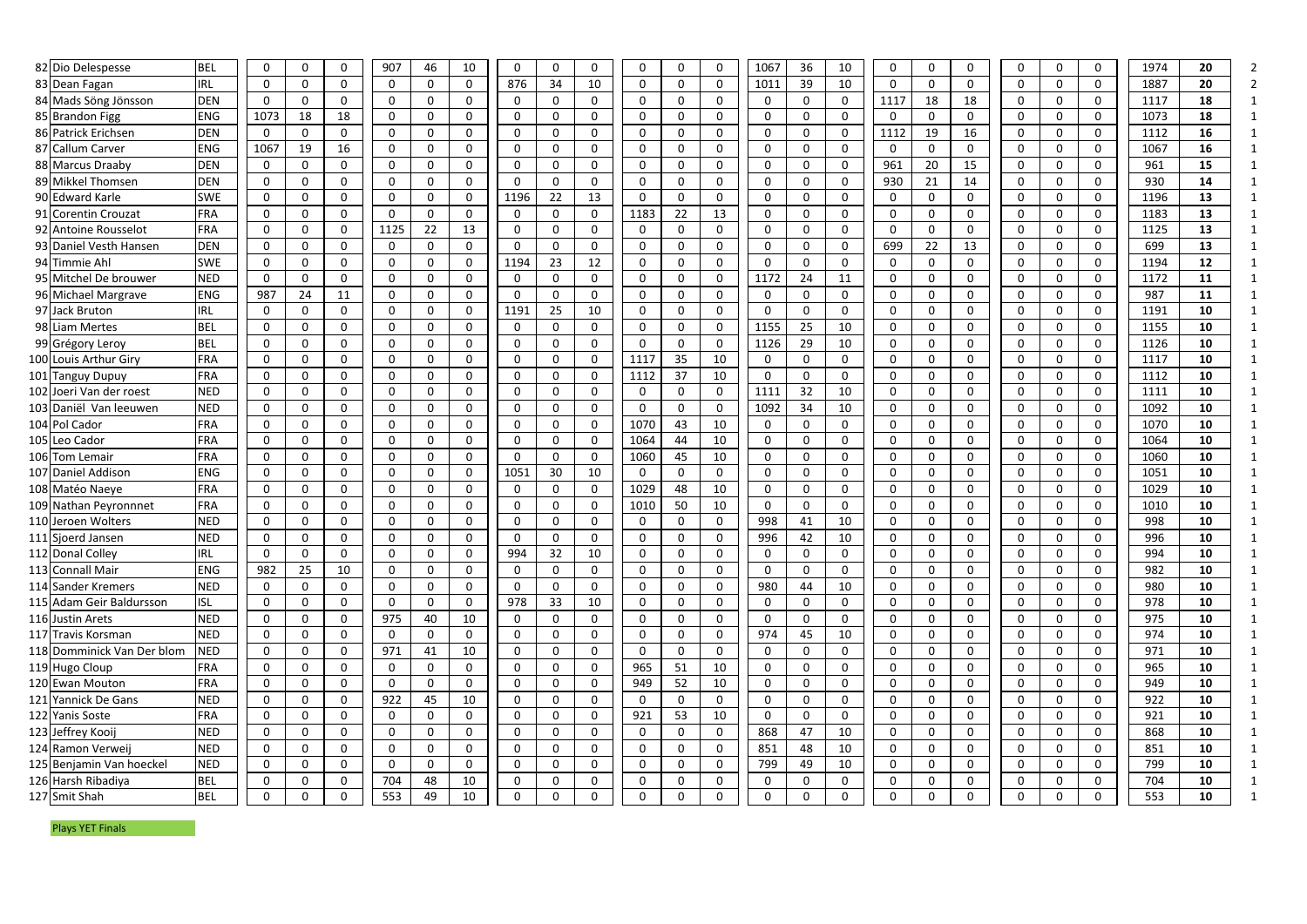| | | | | | | | | | | | | | | | | | | | | | | | | | | |
|---|---|---|---|---|---|---|---|---|---|---|---|---|---|---|---|---|---|---|---|---|---|---|---|---|---|---|
| 82 | Dio Delespesse | BEL | 0 | 0 | 0 | 907 | 46 | 10 | 0 | 0 | 0 | 0 | 0 | 0 | 1067 | 36 | 10 | 0 | 0 | 0 | 0 | 0 | 0 | 1974 | **20** | 2 |
| 83 | Dean Fagan | IRL | 0 | 0 | 0 | 0 | 0 | 0 | 876 | 34 | 10 | 0 | 0 | 0 | 1011 | 39 | 10 | 0 | 0 | 0 | 0 | 0 | 0 | 1887 | **20** | 2 |
| 84 | Mads Söng Jönsson | DEN | 0 | 0 | 0 | 0 | 0 | 0 | 0 | 0 | 0 | 0 | 0 | 0 | 0 | 0 | 0 | 1117 | 18 | 18 | 0 | 0 | 0 | 1117 | **18** | 1 |
| 85 | Brandon Figg | ENG | 1073 | 18 | 18 | 0 | 0 | 0 | 0 | 0 | 0 | 0 | 0 | 0 | 0 | 0 | 0 | 0 | 0 | 0 | 0 | 0 | 0 | 1073 | **18** | 1 |
| 86 | Patrick Erichsen | DEN | 0 | 0 | 0 | 0 | 0 | 0 | 0 | 0 | 0 | 0 | 0 | 0 | 0 | 0 | 0 | 1112 | 19 | 16 | 0 | 0 | 0 | 1112 | **16** | 1 |
| 87 | Callum Carver | ENG | 1067 | 19 | 16 | 0 | 0 | 0 | 0 | 0 | 0 | 0 | 0 | 0 | 0 | 0 | 0 | 0 | 0 | 0 | 0 | 0 | 0 | 1067 | **16** | 1 |
| 88 | Marcus Draaby | DEN | 0 | 0 | 0 | 0 | 0 | 0 | 0 | 0 | 0 | 0 | 0 | 0 | 0 | 0 | 0 | 961 | 20 | 15 | 0 | 0 | 0 | 961 | **15** | 1 |
| 89 | Mikkel Thomsen | DEN | 0 | 0 | 0 | 0 | 0 | 0 | 0 | 0 | 0 | 0 | 0 | 0 | 0 | 0 | 0 | 930 | 21 | 14 | 0 | 0 | 0 | 930 | **14** | 1 |
| 90 | Edward Karle | SWE | 0 | 0 | 0 | 0 | 0 | 0 | 1196 | 22 | 13 | 0 | 0 | 0 | 0 | 0 | 0 | 0 | 0 | 0 | 0 | 0 | 0 | 1196 | **13** | 1 |
| 91 | Corentin Crouzat | FRA | 0 | 0 | 0 | 0 | 0 | 0 | 0 | 0 | 0 | 1183 | 22 | 13 | 0 | 0 | 0 | 0 | 0 | 0 | 0 | 0 | 0 | 1183 | **13** | 1 |
| 92 | Antoine Rousselot | FRA | 0 | 0 | 0 | 1125 | 22 | 13 | 0 | 0 | 0 | 0 | 0 | 0 | 0 | 0 | 0 | 0 | 0 | 0 | 0 | 0 | 0 | 1125 | **13** | 1 |
| 93 | Daniel Vesth Hansen | DEN | 0 | 0 | 0 | 0 | 0 | 0 | 0 | 0 | 0 | 0 | 0 | 0 | 0 | 0 | 0 | 699 | 22 | 13 | 0 | 0 | 0 | 699 | **13** | 1 |
| 94 | Timmie Ahl | SWE | 0 | 0 | 0 | 0 | 0 | 0 | 1194 | 23 | 12 | 0 | 0 | 0 | 0 | 0 | 0 | 0 | 0 | 0 | 0 | 0 | 0 | 1194 | **12** | 1 |
| 95 | Mitchel De brouwer | NED | 0 | 0 | 0 | 0 | 0 | 0 | 0 | 0 | 0 | 0 | 0 | 0 | 1172 | 24 | 11 | 0 | 0 | 0 | 0 | 0 | 0 | 1172 | **11** | 1 |
| 96 | Michael Margrave | ENG | 987 | 24 | 11 | 0 | 0 | 0 | 0 | 0 | 0 | 0 | 0 | 0 | 0 | 0 | 0 | 0 | 0 | 0 | 0 | 0 | 0 | 987 | **11** | 1 |
| 97 | Jack Bruton | IRL | 0 | 0 | 0 | 0 | 0 | 0 | 1191 | 25 | 10 | 0 | 0 | 0 | 0 | 0 | 0 | 0 | 0 | 0 | 0 | 0 | 0 | 1191 | **10** | 1 |
| 98 | Liam Mertes | BEL | 0 | 0 | 0 | 0 | 0 | 0 | 0 | 0 | 0 | 0 | 0 | 0 | 1155 | 25 | 10 | 0 | 0 | 0 | 0 | 0 | 0 | 1155 | **10** | 1 |
| 99 | Grégory Leroy | BEL | 0 | 0 | 0 | 0 | 0 | 0 | 0 | 0 | 0 | 0 | 0 | 0 | 1126 | 29 | 10 | 0 | 0 | 0 | 0 | 0 | 0 | 1126 | **10** | 1 |
| 100 | Louis Arthur Giry | FRA | 0 | 0 | 0 | 0 | 0 | 0 | 0 | 0 | 0 | 1117 | 35 | 10 | 0 | 0 | 0 | 0 | 0 | 0 | 0 | 0 | 0 | 1117 | **10** | 1 |
| 101 | Tanguy Dupuy | FRA | 0 | 0 | 0 | 0 | 0 | 0 | 0 | 0 | 0 | 1112 | 37 | 10 | 0 | 0 | 0 | 0 | 0 | 0 | 0 | 0 | 0 | 1112 | **10** | 1 |
| 102 | Joeri Van der roest | NED | 0 | 0 | 0 | 0 | 0 | 0 | 0 | 0 | 0 | 0 | 0 | 0 | 1111 | 32 | 10 | 0 | 0 | 0 | 0 | 0 | 0 | 1111 | **10** | 1 |
| 103 | Daniël Van leeuwen | NED | 0 | 0 | 0 | 0 | 0 | 0 | 0 | 0 | 0 | 0 | 0 | 0 | 1092 | 34 | 10 | 0 | 0 | 0 | 0 | 0 | 0 | 1092 | **10** | 1 |
| 104 | Pol Cador | FRA | 0 | 0 | 0 | 0 | 0 | 0 | 0 | 0 | 0 | 1070 | 43 | 10 | 0 | 0 | 0 | 0 | 0 | 0 | 0 | 0 | 0 | 1070 | **10** | 1 |
| 105 | Leo Cador | FRA | 0 | 0 | 0 | 0 | 0 | 0 | 0 | 0 | 0 | 1064 | 44 | 10 | 0 | 0 | 0 | 0 | 0 | 0 | 0 | 0 | 0 | 1064 | **10** | 1 |
| 106 | Tom Lemair | FRA | 0 | 0 | 0 | 0 | 0 | 0 | 0 | 0 | 0 | 1060 | 45 | 10 | 0 | 0 | 0 | 0 | 0 | 0 | 0 | 0 | 0 | 1060 | **10** | 1 |
| 107 | Daniel Addison | ENG | 0 | 0 | 0 | 0 | 0 | 0 | 1051 | 30 | 10 | 0 | 0 | 0 | 0 | 0 | 0 | 0 | 0 | 0 | 0 | 0 | 0 | 1051 | **10** | 1 |
| 108 | Matéo Naeye | FRA | 0 | 0 | 0 | 0 | 0 | 0 | 0 | 0 | 0 | 1029 | 48 | 10 | 0 | 0 | 0 | 0 | 0 | 0 | 0 | 0 | 0 | 1029 | **10** | 1 |
| 109 | Nathan Peyronnnet | FRA | 0 | 0 | 0 | 0 | 0 | 0 | 0 | 0 | 0 | 1010 | 50 | 10 | 0 | 0 | 0 | 0 | 0 | 0 | 0 | 0 | 0 | 1010 | **10** | 1 |
| 110 | Jeroen Wolters | NED | 0 | 0 | 0 | 0 | 0 | 0 | 0 | 0 | 0 | 0 | 0 | 0 | 998 | 41 | 10 | 0 | 0 | 0 | 0 | 0 | 0 | 998 | **10** | 1 |
| 111 | Sjoerd Jansen | NED | 0 | 0 | 0 | 0 | 0 | 0 | 0 | 0 | 0 | 0 | 0 | 0 | 996 | 42 | 10 | 0 | 0 | 0 | 0 | 0 | 0 | 996 | **10** | 1 |
| 112 | Donal Colley | IRL | 0 | 0 | 0 | 0 | 0 | 0 | 994 | 32 | 10 | 0 | 0 | 0 | 0 | 0 | 0 | 0 | 0 | 0 | 0 | 0 | 0 | 994 | **10** | 1 |
| 113 | Connall Mair | ENG | 982 | 25 | 10 | 0 | 0 | 0 | 0 | 0 | 0 | 0 | 0 | 0 | 0 | 0 | 0 | 0 | 0 | 0 | 0 | 0 | 0 | 982 | **10** | 1 |
| 114 | Sander Kremers | NED | 0 | 0 | 0 | 0 | 0 | 0 | 0 | 0 | 0 | 0 | 0 | 0 | 980 | 44 | 10 | 0 | 0 | 0 | 0 | 0 | 0 | 980 | **10** | 1 |
| 115 | Adam Geir Baldursson | ISL | 0 | 0 | 0 | 0 | 0 | 0 | 978 | 33 | 10 | 0 | 0 | 0 | 0 | 0 | 0 | 0 | 0 | 0 | 0 | 0 | 0 | 978 | **10** | 1 |
| 116 | Justin Arets | NED | 0 | 0 | 0 | 975 | 40 | 10 | 0 | 0 | 0 | 0 | 0 | 0 | 0 | 0 | 0 | 0 | 0 | 0 | 0 | 0 | 0 | 975 | **10** | 1 |
| 117 | Travis Korsman | NED | 0 | 0 | 0 | 0 | 0 | 0 | 0 | 0 | 0 | 0 | 0 | 0 | 974 | 45 | 10 | 0 | 0 | 0 | 0 | 0 | 0 | 974 | **10** | 1 |
| 118 | Domminick Van Der blom | NED | 0 | 0 | 0 | 971 | 41 | 10 | 0 | 0 | 0 | 0 | 0 | 0 | 0 | 0 | 0 | 0 | 0 | 0 | 0 | 0 | 0 | 971 | **10** | 1 |
| 119 | Hugo Cloup | FRA | 0 | 0 | 0 | 0 | 0 | 0 | 0 | 0 | 0 | 965 | 51 | 10 | 0 | 0 | 0 | 0 | 0 | 0 | 0 | 0 | 0 | 965 | **10** | 1 |
| 120 | Ewan Mouton | FRA | 0 | 0 | 0 | 0 | 0 | 0 | 0 | 0 | 0 | 949 | 52 | 10 | 0 | 0 | 0 | 0 | 0 | 0 | 0 | 0 | 0 | 949 | **10** | 1 |
| 121 | Yannick De Gans | NED | 0 | 0 | 0 | 922 | 45 | 10 | 0 | 0 | 0 | 0 | 0 | 0 | 0 | 0 | 0 | 0 | 0 | 0 | 0 | 0 | 0 | 922 | **10** | 1 |
| 122 | Yanis Soste | FRA | 0 | 0 | 0 | 0 | 0 | 0 | 0 | 0 | 0 | 921 | 53 | 10 | 0 | 0 | 0 | 0 | 0 | 0 | 0 | 0 | 0 | 921 | **10** | 1 |
| 123 | Jeffrey Kooij | NED | 0 | 0 | 0 | 0 | 0 | 0 | 0 | 0 | 0 | 0 | 0 | 0 | 868 | 47 | 10 | 0 | 0 | 0 | 0 | 0 | 0 | 868 | **10** | 1 |
| 124 | Ramon Verweij | NED | 0 | 0 | 0 | 0 | 0 | 0 | 0 | 0 | 0 | 0 | 0 | 0 | 851 | 48 | 10 | 0 | 0 | 0 | 0 | 0 | 0 | 851 | **10** | 1 |
| 125 | Benjamin Van hoeckel | NED | 0 | 0 | 0 | 0 | 0 | 0 | 0 | 0 | 0 | 0 | 0 | 0 | 799 | 49 | 10 | 0 | 0 | 0 | 0 | 0 | 0 | 799 | **10** | 1 |
| 126 | Harsh Ribadiya | BEL | 0 | 0 | 0 | 704 | 48 | 10 | 0 | 0 | 0 | 0 | 0 | 0 | 0 | 0 | 0 | 0 | 0 | 0 | 0 | 0 | 0 | 704 | **10** | 1 |
| 127 | Smit Shah | BEL | 0 | 0 | 0 | 553 | 49 | 10 | 0 | 0 | 0 | 0 | 0 | 0 | 0 | 0 | 0 | 0 | 0 | 0 | 0 | 0 | 0 | 553 | **10** | 1 |

Plays YET Finals